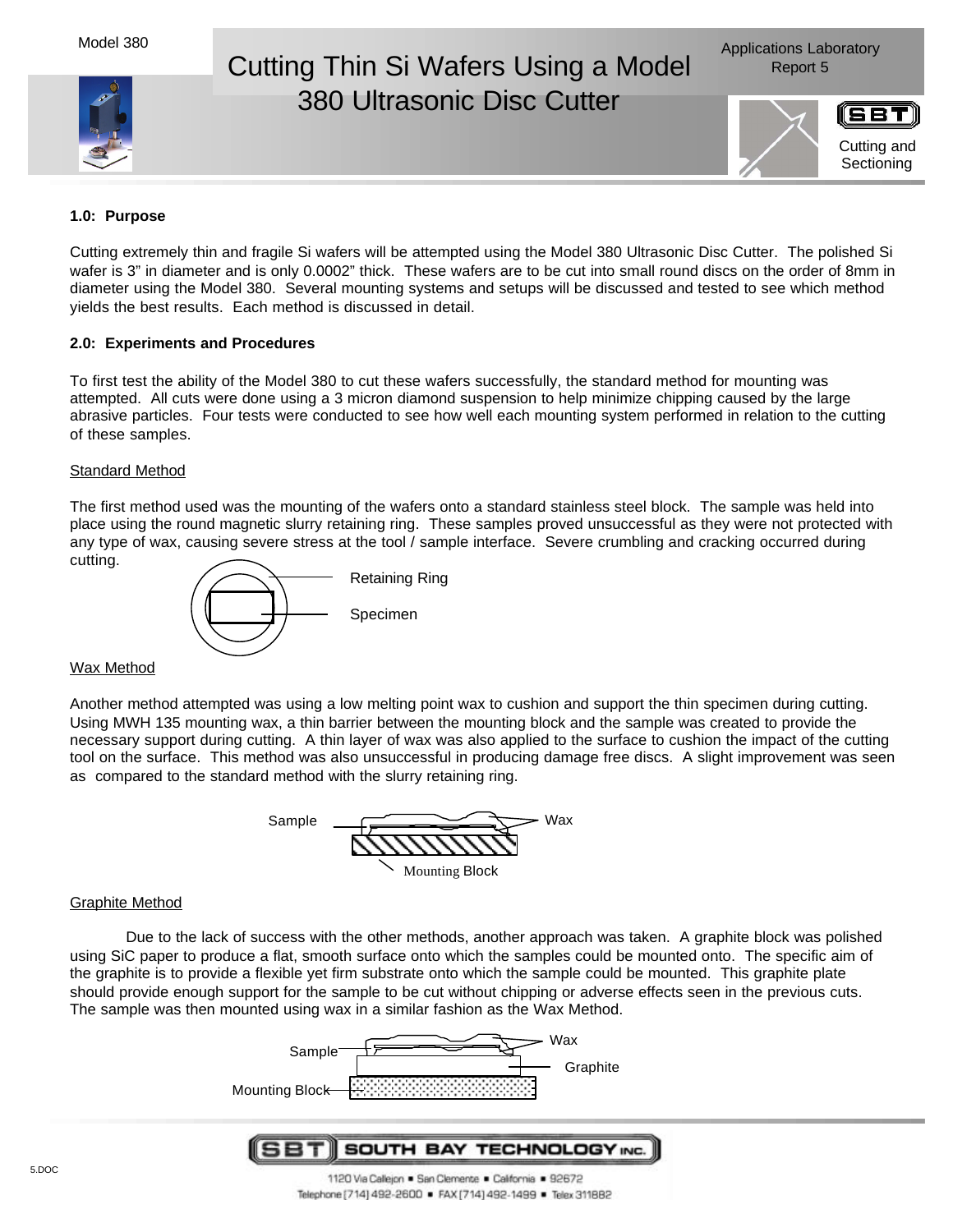# Cutting Thin Si Wafers Using a Model 380 Ultrasonic Disc Cutter

Model 380

Applications Laboratory Report 5

Cutting and Sectioning

**1.0: Purpose**

Cutting extremely thin and fragile Si wafers will be attempted using the Model 380 Ultrasonic Disc Cutter. The polished Si wafer is 3" in diameter and is only 0.0002" thick. These wafers are to be cut into small round discs on the order of 8mm in diameter using the Model 380. Several mounting systems and setups will be discussed and tested to see which method yields the best results. Each method is discussed in detail.

**2.0: Experiments and Procedures**

To first test the ability of the Model 380 to cut these wafers successfully, the standard method for mounting was attempted. All cuts were done using a 3 micron diamond suspension to help minimize chipping caused by the large abrasive particles. Four tests were conducted to see how well each mounting system performed in relation to the cutting of these samples.

Standard Method

The first method used was the mounting of the wafers onto a standard stainless steel block. The sample was held into place using the round magnetic slurry retaining ring. These samples proved unsuccessful as they were not protected with any type of wax, causing severe stress at the tool / sample interface. Severe crumbling and cracking occurred during cutting.

Retaining Ring

Specimen

Wax Method

Another method attempted was using a low melting point wax to cushion and support the thin specimen during cutting. Using MWH 135 mounting wax, a thin barrier between the mounting block and the sample was created to provide the necessary support during cutting. A thin layer of wax was also applied to the surface to cushion the impact of the cutting tool on the surface. This method was also unsuccessful in producing damage free discs. A slight improvement was seen as compared to the standard method with the slurry retaining ring.

Sample — Wax — Mounting Block

Graphite Method

Due to the lack of success with the other methods, another approach was taken. A graphite block was polished using SiC paper to produce a flat, smooth surface onto which the samples could be mounted onto. The specific aim of the graphite is to provide a flexible yet firm substrate onto which the sample could be mounted. This graphite plate should provide enough support for the sample to be cut without chipping or adverse effects seen in the previous cuts. The sample was then mounted using wax in a similar fashion as the Wax Method.

Sample — Wax — Graphite — Mounting Block

SBT SOUTH BAY TECHNOLOGY INC.

1120 Via Callejon ▪ San Clemente ▪ California ▪ 92672

Telephone [714] 492-2600 ▪ FAX [714] 492-1499 ▪ Telex 311882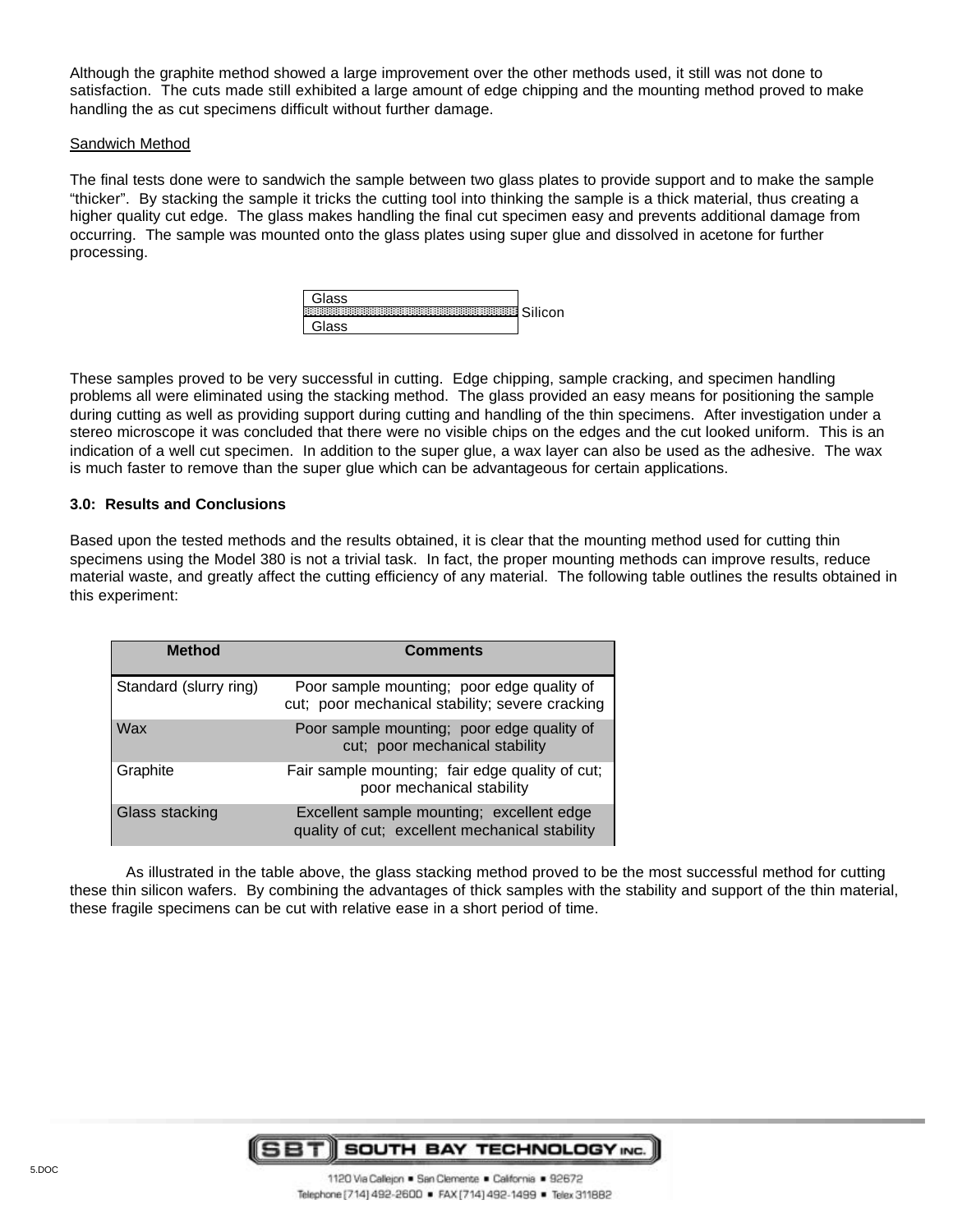Although the graphite method showed a large improvement over the other methods used, it still was not done to satisfaction. The cuts made still exhibited a large amount of edge chipping and the mounting method proved to make handling the as cut specimens difficult without further damage.

Sandwich Method

The final tests done were to sandwich the sample between two glass plates to provide support and to make the sample "thicker". By stacking the sample it tricks the cutting tool into thinking the sample is a thick material, thus creating a higher quality cut edge. The glass makes handling the final cut specimen easy and prevents additional damage from occurring. The sample was mounted onto the glass plates using super glue and dissolved in acetone for further processing.

Glass

Silicon

Glass

These samples proved to be very successful in cutting. Edge chipping, sample cracking, and specimen handling problems all were eliminated using the stacking method. The glass provided an easy means for positioning the sample during cutting as well as providing support during cutting and handling of the thin specimens. After investigation under a stereo microscope it was concluded that there were no visible chips on the edges and the cut looked uniform. This is an indication of a well cut specimen. In addition to the super glue, a wax layer can also be used as the adhesive. The wax is much faster to remove than the super glue which can be advantageous for certain applications.

**3.0: Results and Conclusions**

Based upon the tested methods and the results obtained, it is clear that the mounting method used for cutting thin specimens using the Model 380 is not a trivial task. In fact, the proper mounting methods can improve results, reduce material waste, and greatly affect the cutting efficiency of any material. The following table outlines the results obtained in this experiment:

| Method | Comments |
|---|---|
| Standard (slurry ring) | Poor sample mounting; poor edge quality of cut; poor mechanical stability; severe cracking |
| Wax | Poor sample mounting; poor edge quality of cut; poor mechanical stability |
| Graphite | Fair sample mounting; fair edge quality of cut; poor mechanical stability |
| Glass stacking | Excellent sample mounting; excellent edge quality of cut; excellent mechanical stability |

As illustrated in the table above, the glass stacking method proved to be the most successful method for cutting these thin silicon wafers. By combining the advantages of thick samples with the stability and support of the thin material, these fragile specimens can be cut with relative ease in a short period of time.